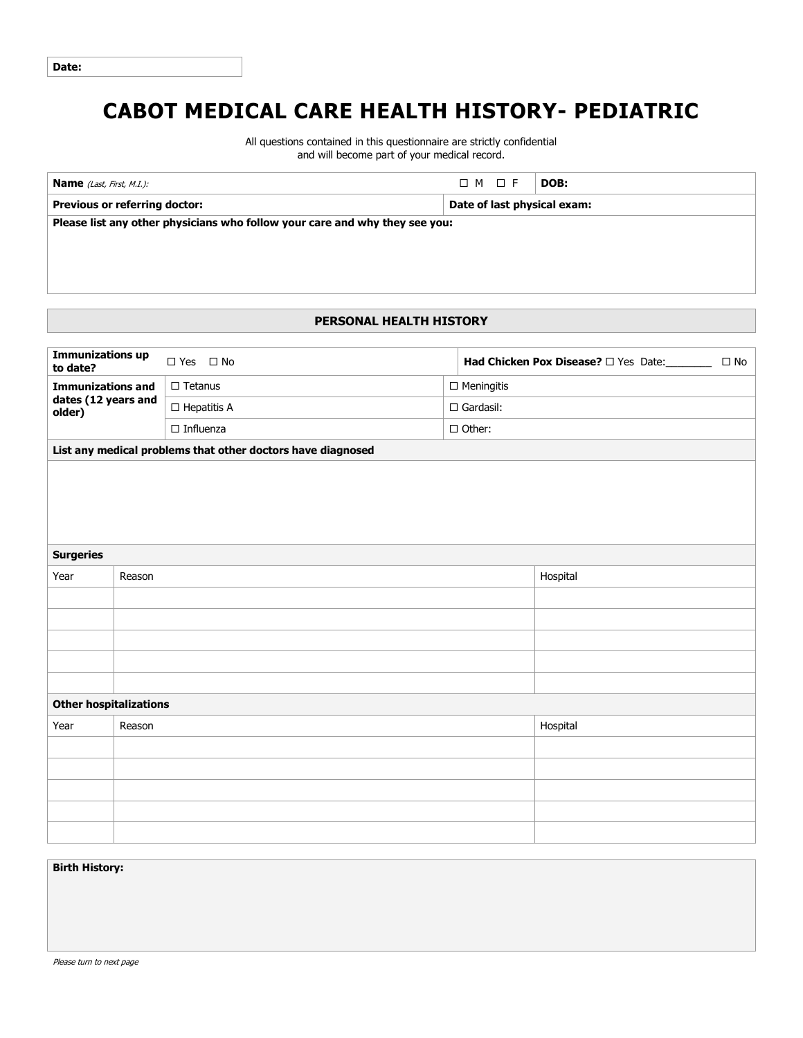| Date: |
|---|

# CABOT MEDICAL CARE HEALTH HISTORY- PEDIATRIC

All questions contained in this questionnaire are strictly confidential and will become part of your medical record.

| **Name** *(Last, First, M.I.)*: | ☐ M ☐ F | **DOB:** |
|---|---|---|
| **Previous or referring doctor:** | **Date of last physical exam:** | |
| **Please list any other physicians who follow your care and why they see you:** | | |

## PERSONAL HEALTH HISTORY

| **Immunizations up to date?** | ☐ Yes ☐ No | **Had Chicken Pox Disease?** ☐ Yes Date:_______ ☐ No |
|---|---|---|
| **Immunizations and dates (12 years and older)** | ☐ Tetanus | ☐ Meningitis |
| | ☐ Hepatitis A | ☐ Gardasil: |
| | ☐ Influenza | ☐ Other: |

**List any medical problems that other doctors have diagnosed**

**Surgeries**

| Year | Reason | Hospital |
|---|---|---|
| | | |
| | | |
| | | |
| | | |
| | | |

**Other hospitalizations**

| Year | Reason | Hospital |
|---|---|---|
| | | |
| | | |
| | | |
| | | |
| | | |

**Birth History:**

*Please turn to next page*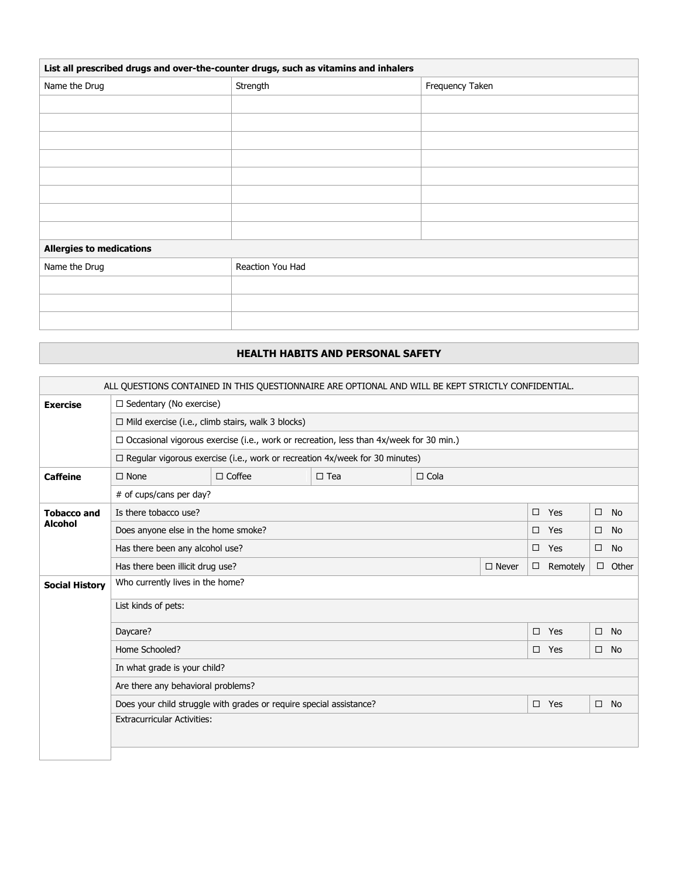| List all prescribed drugs and over-the-counter drugs, such as vitamins and inhalers | | |
|---|---|---|
| Name the Drug | Strength | Frequency Taken |
| | | |
| | | |
| | | |
| | | |
| | | |
| | | |
| | | |
| | | |

| Allergies to medications | |
|---|---|
| Name the Drug | Reaction You Had |
| | |
| | |
| | |

## HEALTH HABITS AND PERSONAL SAFETY

ALL QUESTIONS CONTAINED IN THIS QUESTIONNAIRE ARE OPTIONAL AND WILL BE KEPT STRICTLY CONFIDENTIAL.

| | | | | | | | |
|---|---|---|---|---|---|---|---|
| **Exercise** | ☐ Sedentary (No exercise) | | | | | | |
| | ☐ Mild exercise (i.e., climb stairs, walk 3 blocks) | | | | | | |
| | ☐ Occasional vigorous exercise (i.e., work or recreation, less than 4x/week for 30 min.) | | | | | | |
| | ☐ Regular vigorous exercise (i.e., work or recreation 4x/week for 30 minutes) | | | | | | |
| **Caffeine** | ☐ None | ☐ Coffee | ☐ Tea | ☐ Cola | | | |
| | # of cups/cans per day? | | | | | | |
| **Tobacco and Alcohol** | Is there tobacco use? | | | | | ☐ Yes | ☐ No |
| | Does anyone else in the home smoke? | | | | | ☐ Yes | ☐ No |
| | Has there been any alcohol use? | | | | | ☐ Yes | ☐ No |
| | Has there been illicit drug use? | | | | ☐ Never | ☐ Remotely | ☐ Other |
| **Social History** | Who currently lives in the home? | | | | | | |
| | List kinds of pets: | | | | | | |
| | Daycare? | | | | | ☐ Yes | ☐ No |
| | Home Schooled? | | | | | ☐ Yes | ☐ No |
| | In what grade is your child? | | | | | | |
| | Are there any behavioral problems? | | | | | | |
| | Does your child struggle with grades or require special assistance? | | | | | ☐ Yes | ☐ No |
| | Extracurricular Activities: | | | | | | |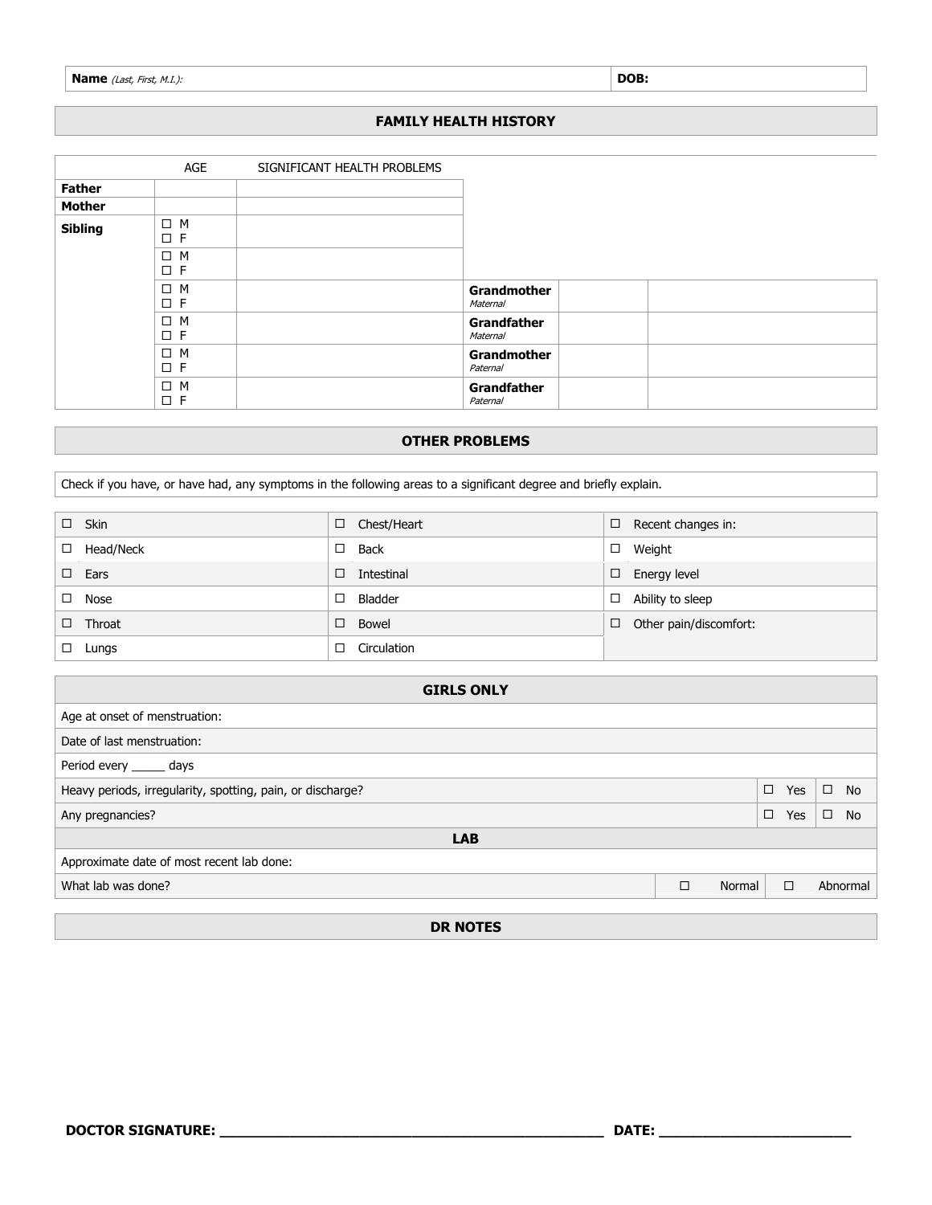| **Name** *(Last, First, M.I.)*: | **DOB:** |
|---|---|

## FAMILY HEALTH HISTORY

| | AGE | SIGNIFICANT HEALTH PROBLEMS | | | |
|---|---|---|---|---|---|
| **Father** | | | | | |
| **Mother** | | | | | |
| **Sibling** | ☐ M ☐ F | | | | |
| | ☐ M ☐ F | | | | |
| | ☐ M ☐ F | | **Grandmother** *Maternal* | | |
| | ☐ M ☐ F | | **Grandfather** *Maternal* | | |
| | ☐ M ☐ F | | **Grandmother** *Paternal* | | |
| | ☐ M ☐ F | | **Grandfather** *Paternal* | | |

## OTHER PROBLEMS

Check if you have, or have had, any symptoms in the following areas to a significant degree and briefly explain.

| | | |
|---|---|---|
| ☐ Skin | ☐ Chest/Heart | ☐ Recent changes in: |
| ☐ Head/Neck | ☐ Back | ☐ Weight |
| ☐ Ears | ☐ Intestinal | ☐ Energy level |
| ☐ Nose | ☐ Bladder | ☐ Ability to sleep |
| ☐ Throat | ☐ Bowel | ☐ Other pain/discomfort: |
| ☐ Lungs | ☐ Circulation | |

## GIRLS ONLY

| | | |
|---|---|---|
| Age at onset of menstruation: | | |
| Date of last menstruation: | | |
| Period every _____ days | | |
| Heavy periods, irregularity, spotting, pain, or discharge? | ☐ Yes | ☐ No |
| Any pregnancies? | ☐ Yes | ☐ No |

## LAB

| | | |
|---|---|---|
| Approximate date of most recent lab done: | | |
| What lab was done? | ☐ Normal | ☐ Abnormal |

## DR NOTES

**DOCTOR SIGNATURE:** ________________________________________________ **DATE:** ________________________